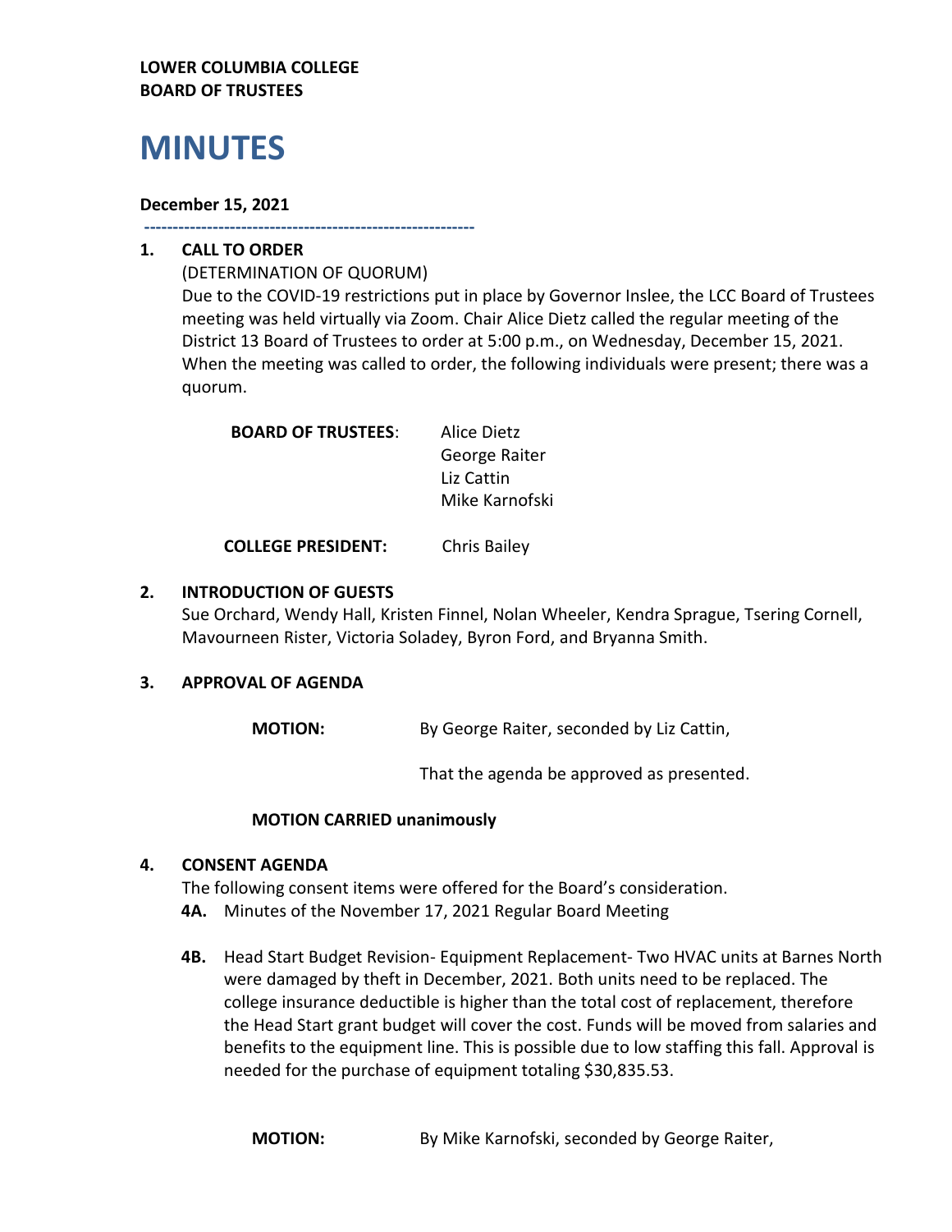**LOWER COLUMBIA COLLEGE**
**BOARD OF TRUSTEES**

# MINUTES

**December 15, 2021**

---

## 1. CALL TO ORDER

(DETERMINATION OF QUORUM)

Due to the COVID-19 restrictions put in place by Governor Inslee, the LCC Board of Trustees meeting was held virtually via Zoom. Chair Alice Dietz called the regular meeting of the District 13 Board of Trustees to order at 5:00 p.m., on Wednesday, December 15, 2021. When the meeting was called to order, the following individuals were present; there was a quorum.

**BOARD OF TRUSTEES**: Alice Dietz
George Raiter
Liz Cattin
Mike Karnofski

**COLLEGE PRESIDENT:** Chris Bailey

## 2. INTRODUCTION OF GUESTS

Sue Orchard, Wendy Hall, Kristen Finnel, Nolan Wheeler, Kendra Sprague, Tsering Cornell, Mavourneen Rister, Victoria Soladey, Byron Ford, and Bryanna Smith.

## 3. APPROVAL OF AGENDA

**MOTION:** By George Raiter, seconded by Liz Cattin,

That the agenda be approved as presented.

**MOTION CARRIED unanimously**

## 4. CONSENT AGENDA

The following consent items were offered for the Board's consideration.

**4A.** Minutes of the November 17, 2021 Regular Board Meeting

**4B.** Head Start Budget Revision- Equipment Replacement- Two HVAC units at Barnes North were damaged by theft in December, 2021. Both units need to be replaced. The college insurance deductible is higher than the total cost of replacement, therefore the Head Start grant budget will cover the cost. Funds will be moved from salaries and benefits to the equipment line. This is possible due to low staffing this fall. Approval is needed for the purchase of equipment totaling $30,835.53.

**MOTION:** By Mike Karnofski, seconded by George Raiter,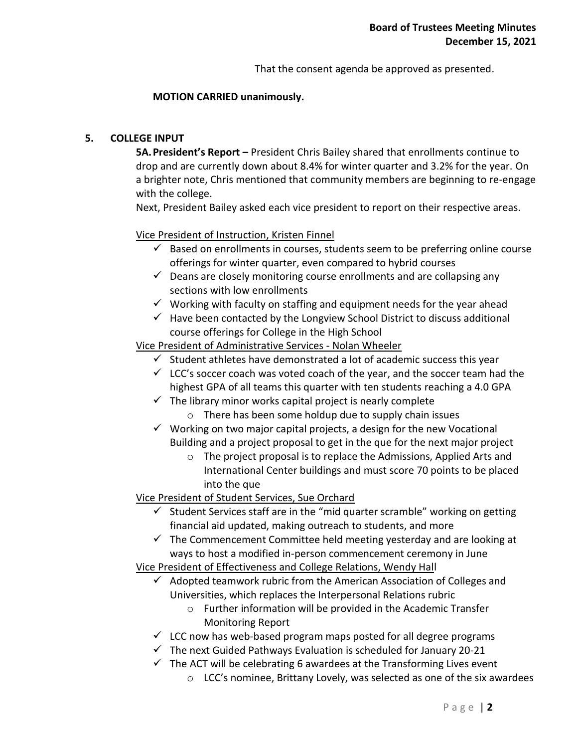That the consent agenda be approved as presented.

**MOTION CARRIED unanimously.**

## 5. COLLEGE INPUT

**5A. President's Report –** President Chris Bailey shared that enrollments continue to drop and are currently down about 8.4% for winter quarter and 3.2% for the year. On a brighter note, Chris mentioned that community members are beginning to re-engage with the college.

Next, President Bailey asked each vice president to report on their respective areas.

Vice President of Instruction, Kristen Finnel

- ✓ Based on enrollments in courses, students seem to be preferring online course offerings for winter quarter, even compared to hybrid courses
- ✓ Deans are closely monitoring course enrollments and are collapsing any sections with low enrollments
- ✓ Working with faculty on staffing and equipment needs for the year ahead
- ✓ Have been contacted by the Longview School District to discuss additional course offerings for College in the High School

Vice President of Administrative Services - Nolan Wheeler

- ✓ Student athletes have demonstrated a lot of academic success this year
- ✓ LCC's soccer coach was voted coach of the year, and the soccer team had the highest GPA of all teams this quarter with ten students reaching a 4.0 GPA
- ✓ The library minor works capital project is nearly complete
  - o There has been some holdup due to supply chain issues
- ✓ Working on two major capital projects, a design for the new Vocational Building and a project proposal to get in the que for the next major project
  - o The project proposal is to replace the Admissions, Applied Arts and International Center buildings and must score 70 points to be placed into the que

Vice President of Student Services, Sue Orchard

- ✓ Student Services staff are in the "mid quarter scramble" working on getting financial aid updated, making outreach to students, and more
- ✓ The Commencement Committee held meeting yesterday and are looking at ways to host a modified in-person commencement ceremony in June

Vice President of Effectiveness and College Relations, Wendy Hall

- ✓ Adopted teamwork rubric from the American Association of Colleges and Universities, which replaces the Interpersonal Relations rubric
  - o Further information will be provided in the Academic Transfer Monitoring Report
- ✓ LCC now has web-based program maps posted for all degree programs
- ✓ The next Guided Pathways Evaluation is scheduled for January 20-21
- ✓ The ACT will be celebrating 6 awardees at the Transforming Lives event
  - o LCC's nominee, Brittany Lovely, was selected as one of the six awardees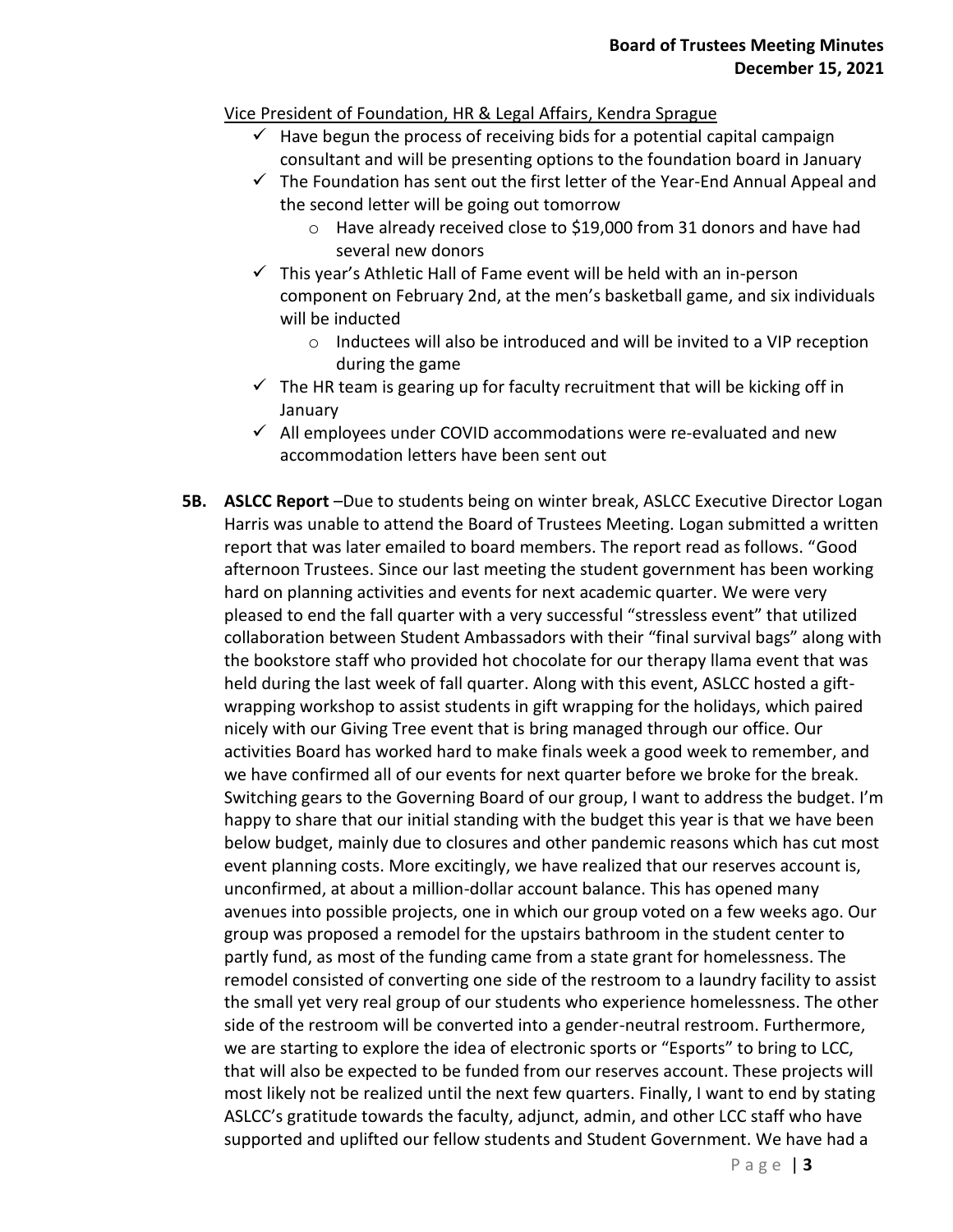Vice President of Foundation, HR & Legal Affairs, Kendra Sprague

- ✓ Have begun the process of receiving bids for a potential capital campaign consultant and will be presenting options to the foundation board in January
- ✓ The Foundation has sent out the first letter of the Year-End Annual Appeal and the second letter will be going out tomorrow
  - Have already received close to $19,000 from 31 donors and have had several new donors
- ✓ This year's Athletic Hall of Fame event will be held with an in-person component on February 2nd, at the men's basketball game, and six individuals will be inducted
  - Inductees will also be introduced and will be invited to a VIP reception during the game
- ✓ The HR team is gearing up for faculty recruitment that will be kicking off in January
- ✓ All employees under COVID accommodations were re-evaluated and new accommodation letters have been sent out

**5B. ASLCC Report** –Due to students being on winter break, ASLCC Executive Director Logan Harris was unable to attend the Board of Trustees Meeting. Logan submitted a written report that was later emailed to board members. The report read as follows. "Good afternoon Trustees. Since our last meeting the student government has been working hard on planning activities and events for next academic quarter. We were very pleased to end the fall quarter with a very successful "stressless event" that utilized collaboration between Student Ambassadors with their "final survival bags" along with the bookstore staff who provided hot chocolate for our therapy llama event that was held during the last week of fall quarter. Along with this event, ASLCC hosted a gift-wrapping workshop to assist students in gift wrapping for the holidays, which paired nicely with our Giving Tree event that is bring managed through our office. Our activities Board has worked hard to make finals week a good week to remember, and we have confirmed all of our events for next quarter before we broke for the break. Switching gears to the Governing Board of our group, I want to address the budget. I'm happy to share that our initial standing with the budget this year is that we have been below budget, mainly due to closures and other pandemic reasons which has cut most event planning costs. More excitingly, we have realized that our reserves account is, unconfirmed, at about a million-dollar account balance. This has opened many avenues into possible projects, one in which our group voted on a few weeks ago. Our group was proposed a remodel for the upstairs bathroom in the student center to partly fund, as most of the funding came from a state grant for homelessness. The remodel consisted of converting one side of the restroom to a laundry facility to assist the small yet very real group of our students who experience homelessness. The other side of the restroom will be converted into a gender-neutral restroom. Furthermore, we are starting to explore the idea of electronic sports or "Esports" to bring to LCC, that will also be expected to be funded from our reserves account. These projects will most likely not be realized until the next few quarters. Finally, I want to end by stating ASLCC's gratitude towards the faculty, adjunct, admin, and other LCC staff who have supported and uplifted our fellow students and Student Government. We have had a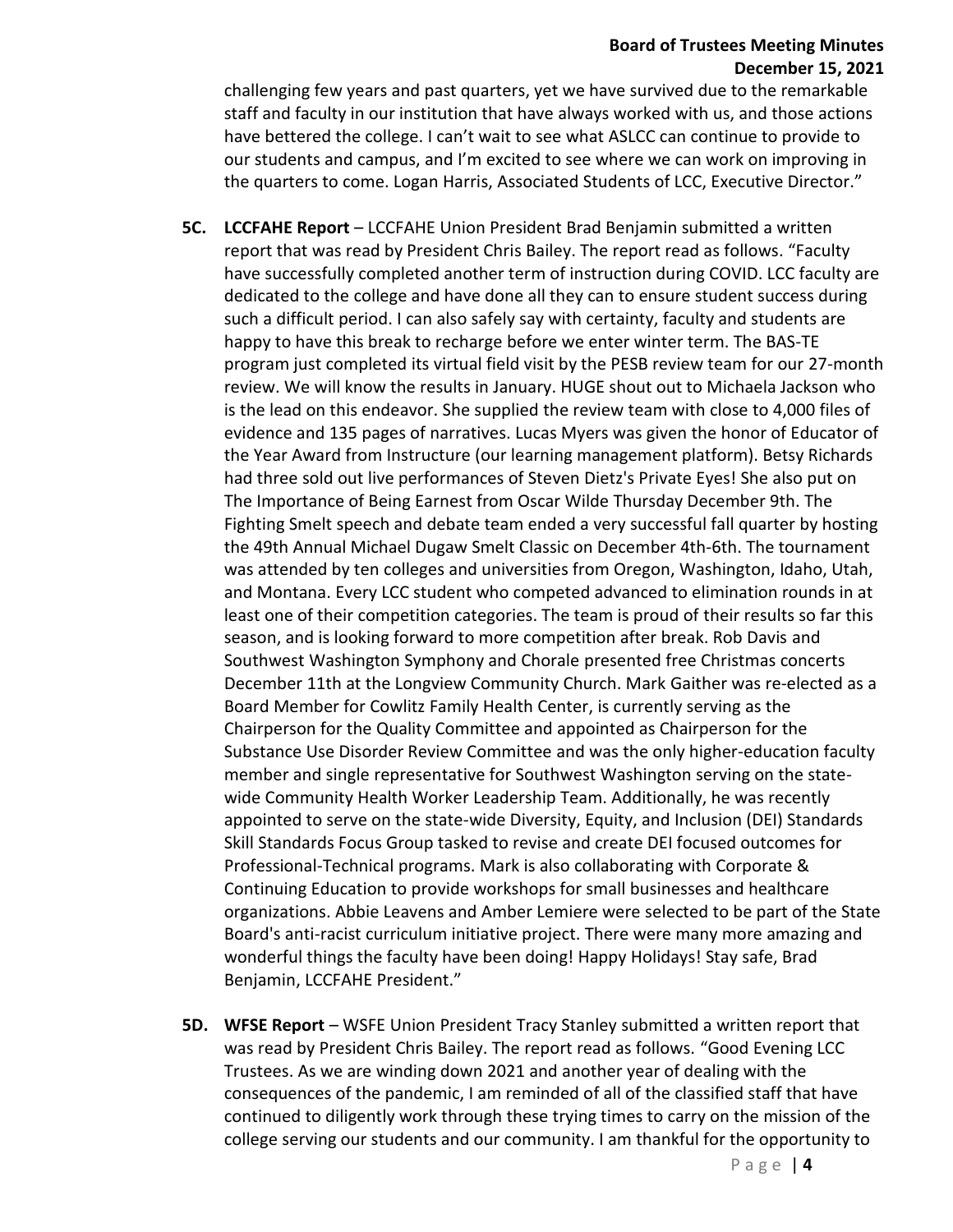challenging few years and past quarters, yet we have survived due to the remarkable staff and faculty in our institution that have always worked with us, and those actions have bettered the college. I can't wait to see what ASLCC can continue to provide to our students and campus, and I'm excited to see where we can work on improving in the quarters to come. Logan Harris, Associated Students of LCC, Executive Director."

**5C. LCCFAHE Report** – LCCFAHE Union President Brad Benjamin submitted a written report that was read by President Chris Bailey. The report read as follows. "Faculty have successfully completed another term of instruction during COVID. LCC faculty are dedicated to the college and have done all they can to ensure student success during such a difficult period. I can also safely say with certainty, faculty and students are happy to have this break to recharge before we enter winter term. The BAS-TE program just completed its virtual field visit by the PESB review team for our 27-month review. We will know the results in January. HUGE shout out to Michaela Jackson who is the lead on this endeavor. She supplied the review team with close to 4,000 files of evidence and 135 pages of narratives. Lucas Myers was given the honor of Educator of the Year Award from Instructure (our learning management platform). Betsy Richards had three sold out live performances of Steven Dietz's Private Eyes! She also put on The Importance of Being Earnest from Oscar Wilde Thursday December 9th. The Fighting Smelt speech and debate team ended a very successful fall quarter by hosting the 49th Annual Michael Dugaw Smelt Classic on December 4th-6th. The tournament was attended by ten colleges and universities from Oregon, Washington, Idaho, Utah, and Montana. Every LCC student who competed advanced to elimination rounds in at least one of their competition categories. The team is proud of their results so far this season, and is looking forward to more competition after break. Rob Davis and Southwest Washington Symphony and Chorale presented free Christmas concerts December 11th at the Longview Community Church. Mark Gaither was re-elected as a Board Member for Cowlitz Family Health Center, is currently serving as the Chairperson for the Quality Committee and appointed as Chairperson for the Substance Use Disorder Review Committee and was the only higher-education faculty member and single representative for Southwest Washington serving on the state-wide Community Health Worker Leadership Team. Additionally, he was recently appointed to serve on the state-wide Diversity, Equity, and Inclusion (DEI) Standards Skill Standards Focus Group tasked to revise and create DEI focused outcomes for Professional-Technical programs. Mark is also collaborating with Corporate & Continuing Education to provide workshops for small businesses and healthcare organizations. Abbie Leavens and Amber Lemiere were selected to be part of the State Board's anti-racist curriculum initiative project. There were many more amazing and wonderful things the faculty have been doing! Happy Holidays! Stay safe, Brad Benjamin, LCCFAHE President."

**5D. WFSE Report** – WSFE Union President Tracy Stanley submitted a written report that was read by President Chris Bailey. The report read as follows. "Good Evening LCC Trustees. As we are winding down 2021 and another year of dealing with the consequences of the pandemic, I am reminded of all of the classified staff that have continued to diligently work through these trying times to carry on the mission of the college serving our students and our community. I am thankful for the opportunity to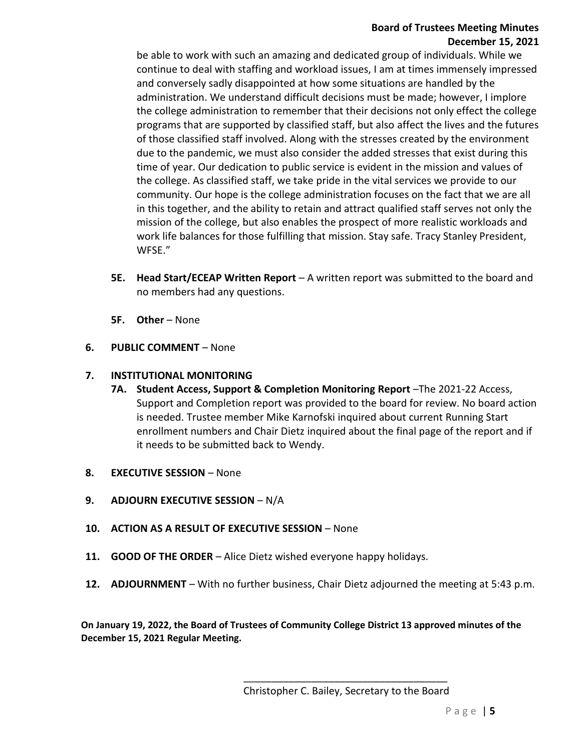be able to work with such an amazing and dedicated group of individuals. While we continue to deal with staffing and workload issues, I am at times immensely impressed and conversely sadly disappointed at how some situations are handled by the administration. We understand difficult decisions must be made; however, I implore the college administration to remember that their decisions not only effect the college programs that are supported by classified staff, but also affect the lives and the futures of those classified staff involved. Along with the stresses created by the environment due to the pandemic, we must also consider the added stresses that exist during this time of year. Our dedication to public service is evident in the mission and values of the college. As classified staff, we take pride in the vital services we provide to our community. Our hope is the college administration focuses on the fact that we are all in this together, and the ability to retain and attract qualified staff serves not only the mission of the college, but also enables the prospect of more realistic workloads and work life balances for those fulfilling that mission. Stay safe. Tracy Stanley President, WFSE."

**5E. Head Start/ECEAP Written Report** – A written report was submitted to the board and no members had any questions.

**5F. Other** – None

**6. PUBLIC COMMENT** – None

**7. INSTITUTIONAL MONITORING**

**7A. Student Access, Support & Completion Monitoring Report** –The 2021-22 Access, Support and Completion report was provided to the board for review. No board action is needed. Trustee member Mike Karnofski inquired about current Running Start enrollment numbers and Chair Dietz inquired about the final page of the report and if it needs to be submitted back to Wendy.

**8. EXECUTIVE SESSION** – None

**9. ADJOURN EXECUTIVE SESSION** – N/A

**10. ACTION AS A RESULT OF EXECUTIVE SESSION** – None

**11. GOOD OF THE ORDER** – Alice Dietz wished everyone happy holidays.

**12. ADJOURNMENT** – With no further business, Chair Dietz adjourned the meeting at 5:43 p.m.

**On January 19, 2022, the Board of Trustees of Community College District 13 approved minutes of the December 15, 2021 Regular Meeting.**

\_\_\_\_\_\_\_\_\_\_\_\_\_\_\_\_\_\_\_\_\_\_\_\_\_\_\_\_\_\_\_\_\_\_\_\_

Christopher C. Bailey, Secretary to the Board